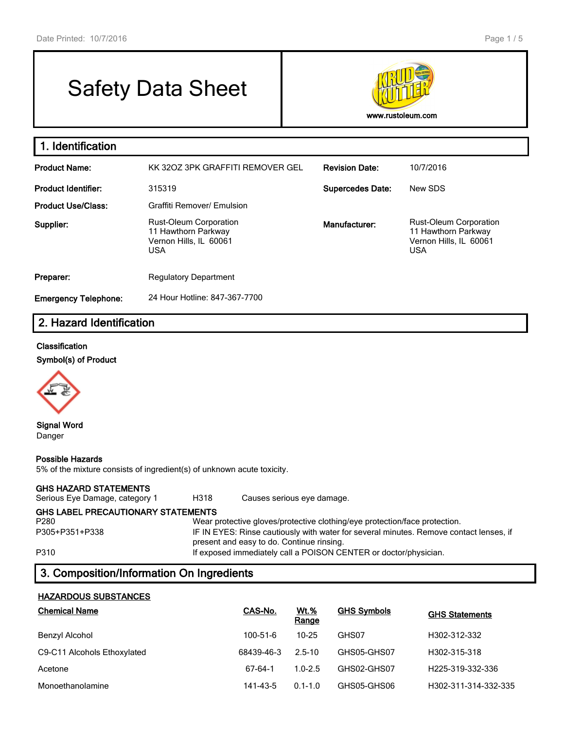# Safety Data Sheet

www.rustoleum.com

## 1. Identification

| | | | |
|---|---|---|---|
| **Product Name:** | KK 32OZ 3PK GRAFFITI REMOVER GEL | **Revision Date:** | 10/7/2016 |
| **Product Identifier:** | 315319 | **Supercedes Date:** | New SDS |
| **Product Use/Class:** | Graffiti Remover/ Emulsion | | |
| **Supplier:** | Rust-Oleum Corporation<br>11 Hawthorn Parkway<br>Vernon Hills, IL 60061<br>USA | **Manufacturer:** | Rust-Oleum Corporation<br>11 Hawthorn Parkway<br>Vernon Hills, IL 60061<br>USA |
| **Preparer:** | Regulatory Department | | |
| **Emergency Telephone:** | 24 Hour Hotline: 847-367-7700 | | |

## 2. Hazard Identification

**Classification**

**Symbol(s) of Product**

**Signal Word**
Danger

**Possible Hazards**
5% of the mixture consists of ingredient(s) of unknown acute toxicity.

**GHS HAZARD STATEMENTS**

| | | |
|---|---|---|
| Serious Eye Damage, category 1 | H318 | Causes serious eye damage. |

**GHS LABEL PRECAUTIONARY STATEMENTS**

| | |
|---|---|
| P280 | Wear protective gloves/protective clothing/eye protection/face protection. |
| P305+P351+P338 | IF IN EYES: Rinse cautiously with water for several minutes. Remove contact lenses, if present and easy to do. Continue rinsing. |
| P310 | If exposed immediately call a POISON CENTER or doctor/physician. |

## 3. Composition/Information On Ingredients

**HAZARDOUS SUBSTANCES**

| Chemical Name | CAS-No. | Wt.% Range | GHS Symbols | GHS Statements |
|---|---|---|---|---|
| Benzyl Alcohol | 100-51-6 | 10-25 | GHS07 | H302-312-332 |
| C9-C11 Alcohols Ethoxylated | 68439-46-3 | 2.5-10 | GHS05-GHS07 | H302-315-318 |
| Acetone | 67-64-1 | 1.0-2.5 | GHS02-GHS07 | H225-319-332-336 |
| Monoethanolamine | 141-43-5 | 0.1-1.0 | GHS05-GHS06 | H302-311-314-332-335 |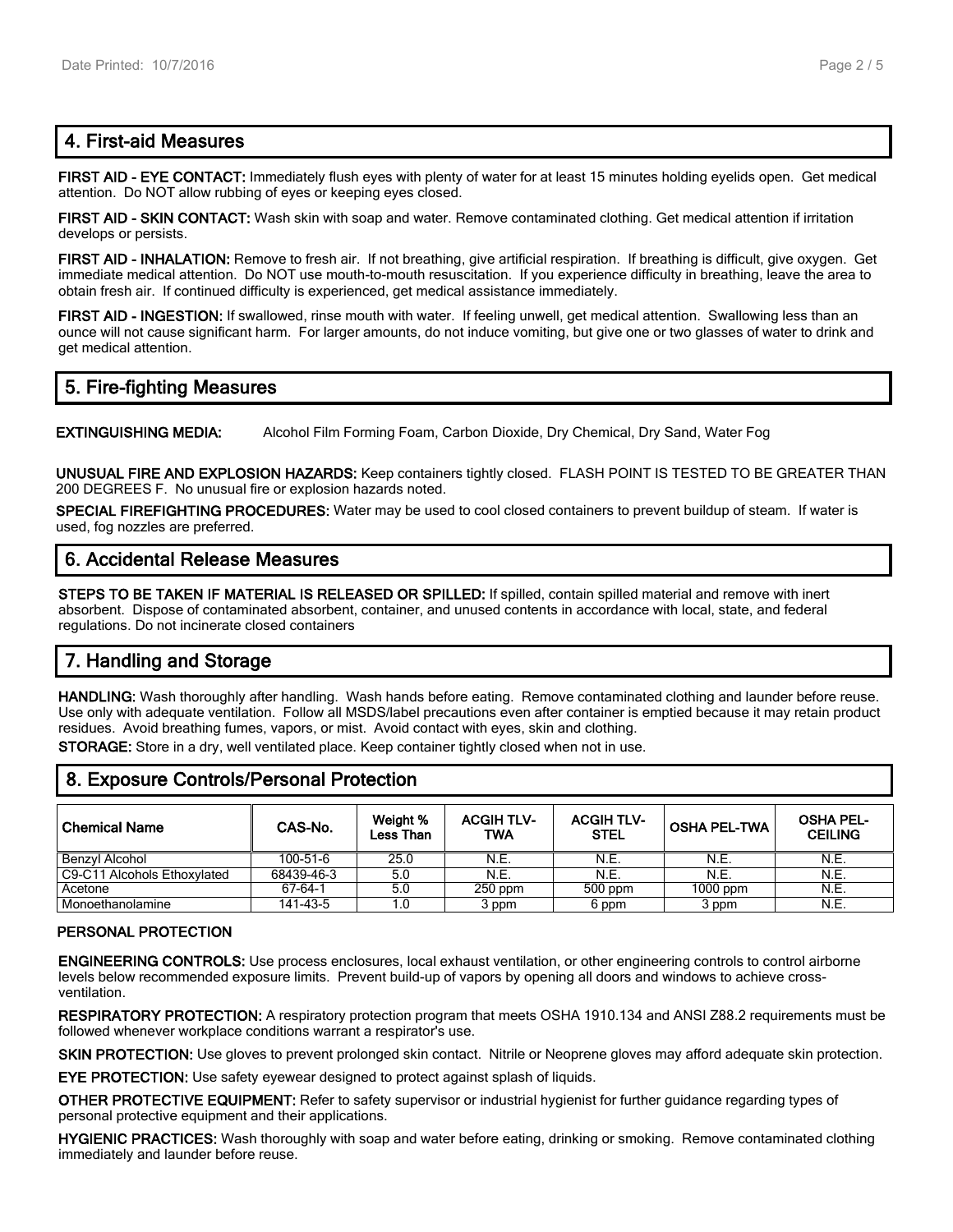## 4. First-aid Measures

**FIRST AID - EYE CONTACT:** Immediately flush eyes with plenty of water for at least 15 minutes holding eyelids open. Get medical attention. Do NOT allow rubbing of eyes or keeping eyes closed.

**FIRST AID - SKIN CONTACT:** Wash skin with soap and water. Remove contaminated clothing. Get medical attention if irritation develops or persists.

**FIRST AID - INHALATION:** Remove to fresh air. If not breathing, give artificial respiration. If breathing is difficult, give oxygen. Get immediate medical attention. Do NOT use mouth-to-mouth resuscitation. If you experience difficulty in breathing, leave the area to obtain fresh air. If continued difficulty is experienced, get medical assistance immediately.

**FIRST AID - INGESTION:** If swallowed, rinse mouth with water. If feeling unwell, get medical attention. Swallowing less than an ounce will not cause significant harm. For larger amounts, do not induce vomiting, but give one or two glasses of water to drink and get medical attention.

## 5. Fire-fighting Measures

**EXTINGUISHING MEDIA:** Alcohol Film Forming Foam, Carbon Dioxide, Dry Chemical, Dry Sand, Water Fog

**UNUSUAL FIRE AND EXPLOSION HAZARDS:** Keep containers tightly closed. FLASH POINT IS TESTED TO BE GREATER THAN 200 DEGREES F. No unusual fire or explosion hazards noted.

**SPECIAL FIREFIGHTING PROCEDURES:** Water may be used to cool closed containers to prevent buildup of steam. If water is used, fog nozzles are preferred.

## 6. Accidental Release Measures

**STEPS TO BE TAKEN IF MATERIAL IS RELEASED OR SPILLED:** If spilled, contain spilled material and remove with inert absorbent. Dispose of contaminated absorbent, container, and unused contents in accordance with local, state, and federal regulations. Do not incinerate closed containers

## 7. Handling and Storage

**HANDLING:** Wash thoroughly after handling. Wash hands before eating. Remove contaminated clothing and launder before reuse. Use only with adequate ventilation. Follow all MSDS/label precautions even after container is emptied because it may retain product residues. Avoid breathing fumes, vapors, or mist. Avoid contact with eyes, skin and clothing.

**STORAGE:** Store in a dry, well ventilated place. Keep container tightly closed when not in use.

## 8. Exposure Controls/Personal Protection

| Chemical Name | CAS-No. | Weight % Less Than | ACGIH TLV-TWA | ACGIH TLV-STEL | OSHA PEL-TWA | OSHA PEL-CEILING |
|---|---|---|---|---|---|---|
| Benzyl Alcohol | 100-51-6 | 25.0 | N.E. | N.E. | N.E. | N.E. |
| C9-C11 Alcohols Ethoxylated | 68439-46-3 | 5.0 | N.E. | N.E. | N.E. | N.E. |
| Acetone | 67-64-1 | 5.0 | 250 ppm | 500 ppm | 1000 ppm | N.E. |
| Monoethanolamine | 141-43-5 | 1.0 | 3 ppm | 6 ppm | 3 ppm | N.E. |

**PERSONAL PROTECTION**

**ENGINEERING CONTROLS:** Use process enclosures, local exhaust ventilation, or other engineering controls to control airborne levels below recommended exposure limits. Prevent build-up of vapors by opening all doors and windows to achieve cross-ventilation.

**RESPIRATORY PROTECTION:** A respiratory protection program that meets OSHA 1910.134 and ANSI Z88.2 requirements must be followed whenever workplace conditions warrant a respirator's use.

**SKIN PROTECTION:** Use gloves to prevent prolonged skin contact. Nitrile or Neoprene gloves may afford adequate skin protection.

**EYE PROTECTION:** Use safety eyewear designed to protect against splash of liquids.

**OTHER PROTECTIVE EQUIPMENT:** Refer to safety supervisor or industrial hygienist for further guidance regarding types of personal protective equipment and their applications.

**HYGIENIC PRACTICES:** Wash thoroughly with soap and water before eating, drinking or smoking. Remove contaminated clothing immediately and launder before reuse.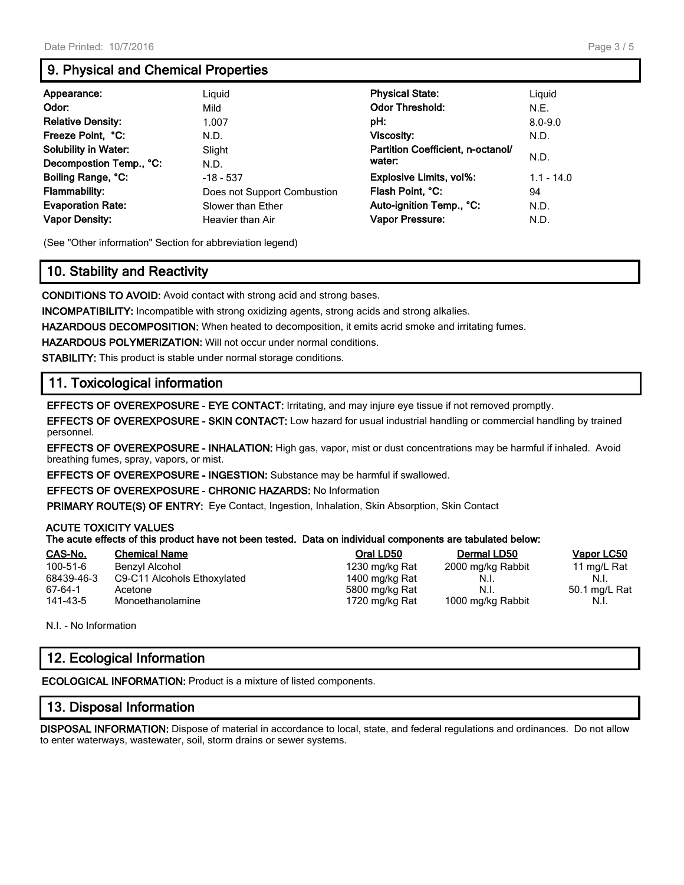## 9. Physical and Chemical Properties

| | | | |
|---|---|---|---|
| **Appearance:** | Liquid | **Physical State:** | Liquid |
| **Odor:** | Mild | **Odor Threshold:** | N.E. |
| **Relative Density:** | 1.007 | **pH:** | 8.0-9.0 |
| **Freeze Point, °C:** | N.D. | **Viscosity:** | N.D. |
| **Solubility in Water:** | Slight | **Partition Coefficient, n-octanol/ water:** | N.D. |
| **Decompostion Temp., °C:** | N.D. | | |
| **Boiling Range, °C:** | -18 - 537 | **Explosive Limits, vol%:** | 1.1 - 14.0 |
| **Flammability:** | Does not Support Combustion | **Flash Point, °C:** | 94 |
| **Evaporation Rate:** | Slower than Ether | **Auto-ignition Temp., °C:** | N.D. |
| **Vapor Density:** | Heavier than Air | **Vapor Pressure:** | N.D. |

(See "Other information" Section for abbreviation legend)

## 10. Stability and Reactivity

**CONDITIONS TO AVOID:** Avoid contact with strong acid and strong bases.

**INCOMPATIBILITY:** Incompatible with strong oxidizing agents, strong acids and strong alkalies.

**HAZARDOUS DECOMPOSITION:** When heated to decomposition, it emits acrid smoke and irritating fumes.

**HAZARDOUS POLYMERIZATION:** Will not occur under normal conditions.

**STABILITY:** This product is stable under normal storage conditions.

## 11. Toxicological information

**EFFECTS OF OVEREXPOSURE - EYE CONTACT:** Irritating, and may injure eye tissue if not removed promptly.

**EFFECTS OF OVEREXPOSURE - SKIN CONTACT:** Low hazard for usual industrial handling or commercial handling by trained personnel.

**EFFECTS OF OVEREXPOSURE - INHALATION:** High gas, vapor, mist or dust concentrations may be harmful if inhaled. Avoid breathing fumes, spray, vapors, or mist.

**EFFECTS OF OVEREXPOSURE - INGESTION:** Substance may be harmful if swallowed.

**EFFECTS OF OVEREXPOSURE - CHRONIC HAZARDS:** No Information

**PRIMARY ROUTE(S) OF ENTRY:** Eye Contact, Ingestion, Inhalation, Skin Absorption, Skin Contact

**ACUTE TOXICITY VALUES**
**The acute effects of this product have not been tested. Data on individual components are tabulated below:**

| CAS-No. | Chemical Name | Oral LD50 | Dermal LD50 | Vapor LC50 |
|---|---|---|---|---|
| 100-51-6 | Benzyl Alcohol | 1230 mg/kg Rat | 2000 mg/kg Rabbit | 11 mg/L Rat |
| 68439-46-3 | C9-C11 Alcohols Ethoxylated | 1400 mg/kg Rat | N.I. | N.I. |
| 67-64-1 | Acetone | 5800 mg/kg Rat | N.I. | 50.1 mg/L Rat |
| 141-43-5 | Monoethanolamine | 1720 mg/kg Rat | 1000 mg/kg Rabbit | N.I. |

N.I. - No Information

## 12. Ecological Information

**ECOLOGICAL INFORMATION:** Product is a mixture of listed components.

## 13. Disposal Information

**DISPOSAL INFORMATION:** Dispose of material in accordance to local, state, and federal regulations and ordinances. Do not allow to enter waterways, wastewater, soil, storm drains or sewer systems.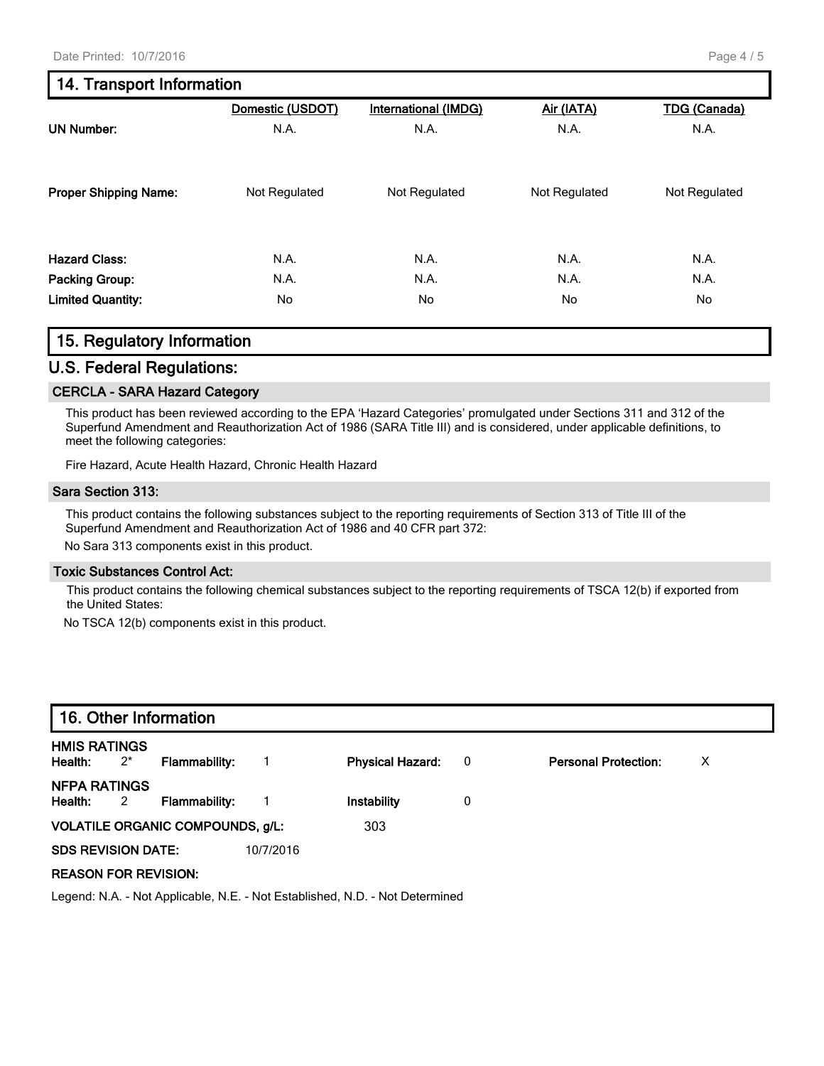## 14. Transport Information

| | Domestic (USDOT) | International (IMDG) | Air (IATA) | TDG (Canada) |
|---|---|---|---|---|
| **UN Number:** | N.A. | N.A. | N.A. | N.A. |
| **Proper Shipping Name:** | Not Regulated | Not Regulated | Not Regulated | Not Regulated |
| **Hazard Class:** | N.A. | N.A. | N.A. | N.A. |
| **Packing Group:** | N.A. | N.A. | N.A. | N.A. |
| **Limited Quantity:** | No | No | No | No |

## 15. Regulatory Information

## U.S. Federal Regulations:

### CERCLA - SARA Hazard Category

This product has been reviewed according to the EPA 'Hazard Categories' promulgated under Sections 311 and 312 of the Superfund Amendment and Reauthorization Act of 1986 (SARA Title III) and is considered, under applicable definitions, to meet the following categories:

Fire Hazard, Acute Health Hazard, Chronic Health Hazard

### Sara Section 313:

This product contains the following substances subject to the reporting requirements of Section 313 of Title III of the Superfund Amendment and Reauthorization Act of 1986 and 40 CFR part 372:

No Sara 313 components exist in this product.

### Toxic Substances Control Act:

This product contains the following chemical substances subject to the reporting requirements of TSCA 12(b) if exported from the United States:

No TSCA 12(b) components exist in this product.

## 16. Other Information

**HMIS RATINGS**

| | | | | | | | |
|---|---|---|---|---|---|---|---|
| **Health:** | 2* | **Flammability:** | 1 | **Physical Hazard:** | 0 | **Personal Protection:** | X |

**NFPA RATINGS**

| | | | | | |
|---|---|---|---|---|---|
| **Health:** | 2 | **Flammability:** | 1 | **Instability** | 0 |

**VOLATILE ORGANIC COMPOUNDS, g/L:** 303

**SDS REVISION DATE:** 10/7/2016

**REASON FOR REVISION:**

Legend: N.A. - Not Applicable, N.E. - Not Established, N.D. - Not Determined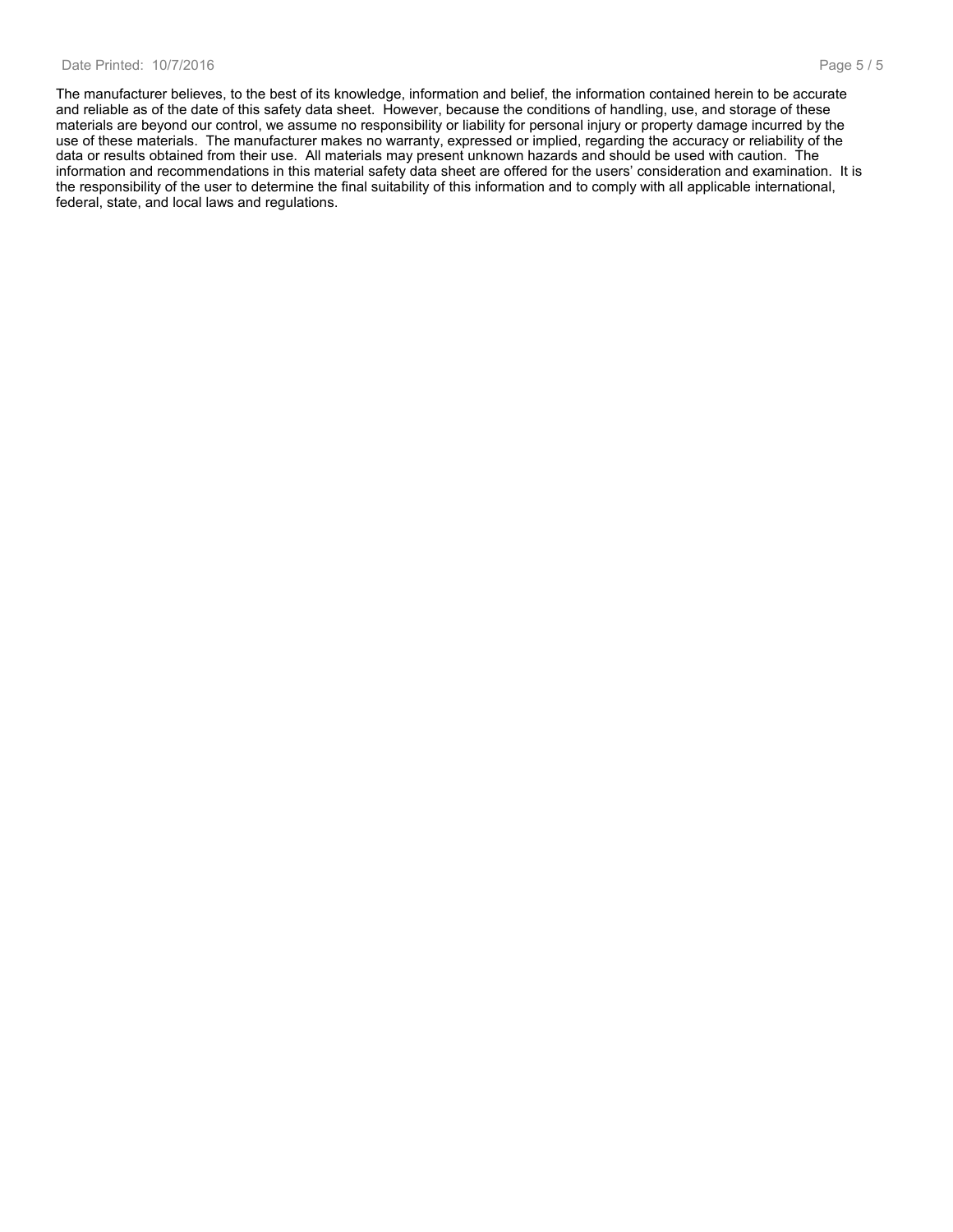The manufacturer believes, to the best of its knowledge, information and belief, the information contained herein to be accurate and reliable as of the date of this safety data sheet. However, because the conditions of handling, use, and storage of these materials are beyond our control, we assume no responsibility or liability for personal injury or property damage incurred by the use of these materials. The manufacturer makes no warranty, expressed or implied, regarding the accuracy or reliability of the data or results obtained from their use. All materials may present unknown hazards and should be used with caution. The information and recommendations in this material safety data sheet are offered for the users' consideration and examination. It is the responsibility of the user to determine the final suitability of this information and to comply with all applicable international, federal, state, and local laws and regulations.